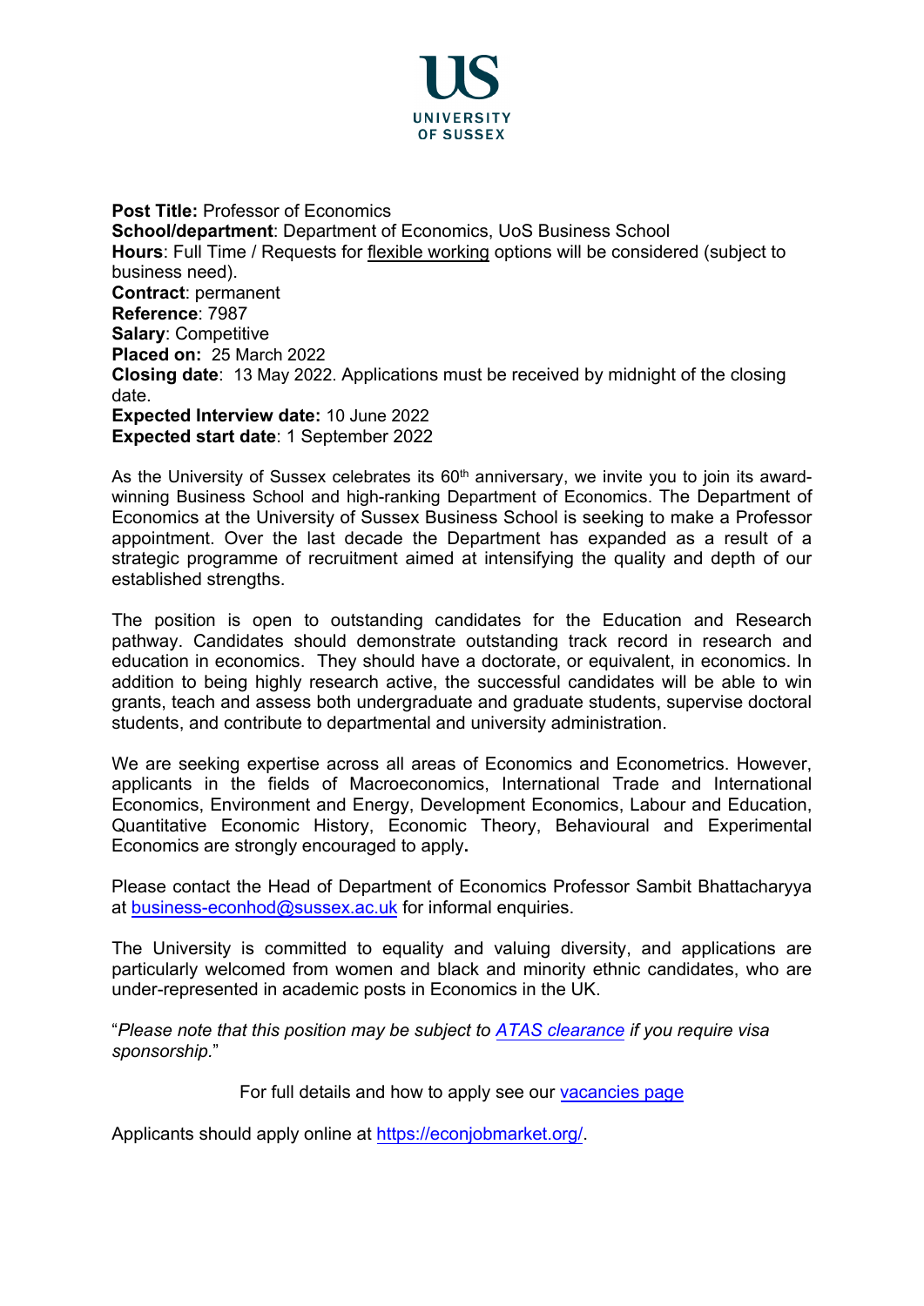US
UNIVERSITY
OF SUSSEX

**Post Title:** Professor of Economics
**School/department**: Department of Economics, UoS Business School
**Hours**: Full Time / Requests for flexible working options will be considered (subject to business need).
**Contract**: permanent
**Reference**: 7987
**Salary**: Competitive
**Placed on:** 25 March 2022
**Closing date**: 13 May 2022. Applications must be received by midnight of the closing date.
**Expected Interview date:** 10 June 2022
**Expected start date**: 1 September 2022

As the University of Sussex celebrates its 60th anniversary, we invite you to join its award-winning Business School and high-ranking Department of Economics. The Department of Economics at the University of Sussex Business School is seeking to make a Professor appointment. Over the last decade the Department has expanded as a result of a strategic programme of recruitment aimed at intensifying the quality and depth of our established strengths.

The position is open to outstanding candidates for the Education and Research pathway. Candidates should demonstrate outstanding track record in research and education in economics. They should have a doctorate, or equivalent, in economics. In addition to being highly research active, the successful candidates will be able to win grants, teach and assess both undergraduate and graduate students, supervise doctoral students, and contribute to departmental and university administration.

We are seeking expertise across all areas of Economics and Econometrics. However, applicants in the fields of Macroeconomics, International Trade and International Economics, Environment and Energy, Development Economics, Labour and Education, Quantitative Economic History, Economic Theory, Behavioural and Experimental Economics are strongly encouraged to apply.

Please contact the Head of Department of Economics Professor Sambit Bhattacharyya at business-econhod@sussex.ac.uk for informal enquiries.

The University is committed to equality and valuing diversity, and applications are particularly welcomed from women and black and minority ethnic candidates, who are under-represented in academic posts in Economics in the UK.

"*Please note that this position may be subject to ATAS clearance if you require visa sponsorship.*"

For full details and how to apply see our vacancies page

Applicants should apply online at https://econjobmarket.org/.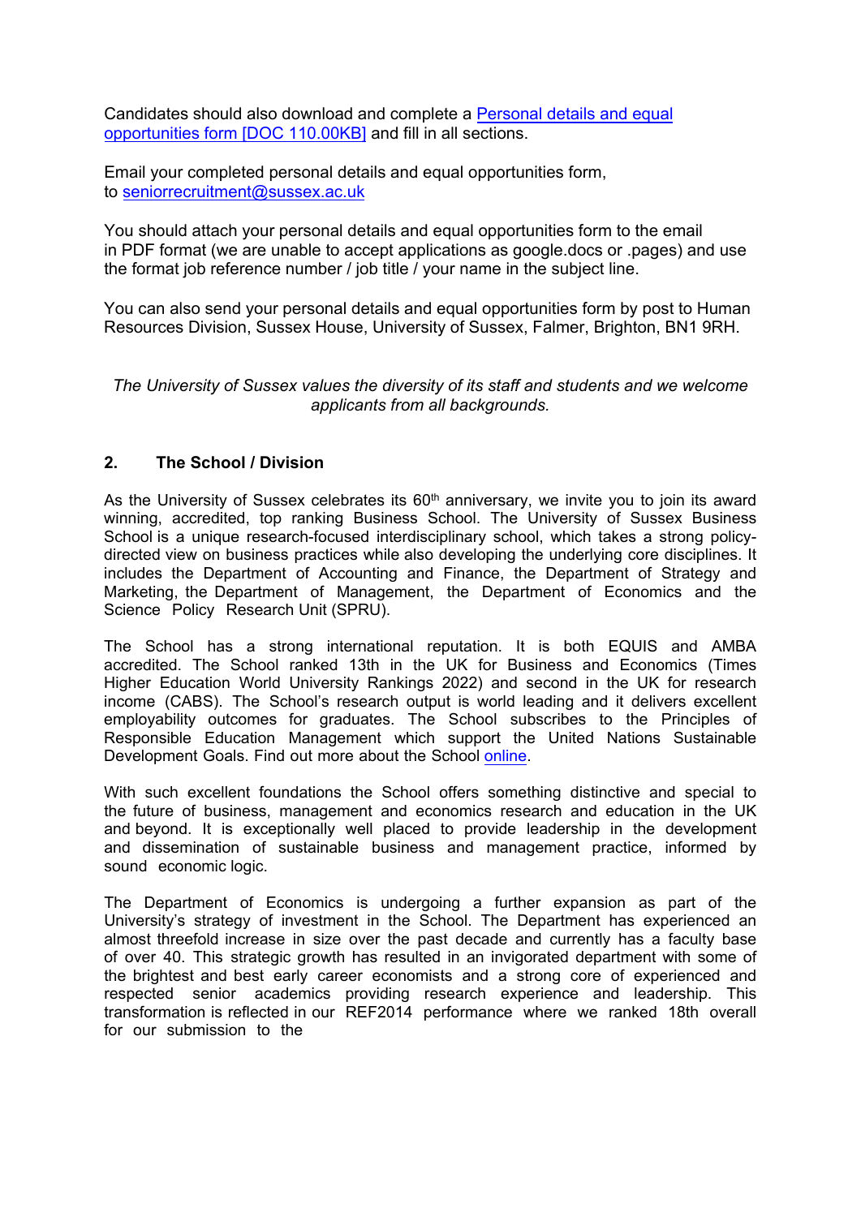Candidates should also download and complete a [Personal details and equal opportunities form [DOC 110.00KB]] and fill in all sections.

Email your completed personal details and equal opportunities form, to seniorrecruitment@sussex.ac.uk

You should attach your personal details and equal opportunities form to the email in PDF format (we are unable to accept applications as google.docs or .pages) and use the format job reference number / job title / your name in the subject line.

You can also send your personal details and equal opportunities form by post to Human Resources Division, Sussex House, University of Sussex, Falmer, Brighton, BN1 9RH.

*The University of Sussex values the diversity of its staff and students and we welcome applicants from all backgrounds.*

## 2. The School / Division

As the University of Sussex celebrates its 60th anniversary, we invite you to join its award winning, accredited, top ranking Business School. The University of Sussex Business School is a unique research-focused interdisciplinary school, which takes a strong policy-directed view on business practices while also developing the underlying core disciplines. It includes the Department of Accounting and Finance, the Department of Strategy and Marketing, the Department of Management, the Department of Economics and the Science Policy Research Unit (SPRU).

The School has a strong international reputation. It is both EQUIS and AMBA accredited. The School ranked 13th in the UK for Business and Economics (Times Higher Education World University Rankings 2022) and second in the UK for research income (CABS). The School's research output is world leading and it delivers excellent employability outcomes for graduates. The School subscribes to the Principles of Responsible Education Management which support the United Nations Sustainable Development Goals. Find out more about the School online.

With such excellent foundations the School offers something distinctive and special to the future of business, management and economics research and education in the UK and beyond. It is exceptionally well placed to provide leadership in the development and dissemination of sustainable business and management practice, informed by sound economic logic.

The Department of Economics is undergoing a further expansion as part of the University's strategy of investment in the School. The Department has experienced an almost threefold increase in size over the past decade and currently has a faculty base of over 40. This strategic growth has resulted in an invigorated department with some of the brightest and best early career economists and a strong core of experienced and respected senior academics providing research experience and leadership. This transformation is reflected in our REF2014 performance where we ranked 18th overall for our submission to the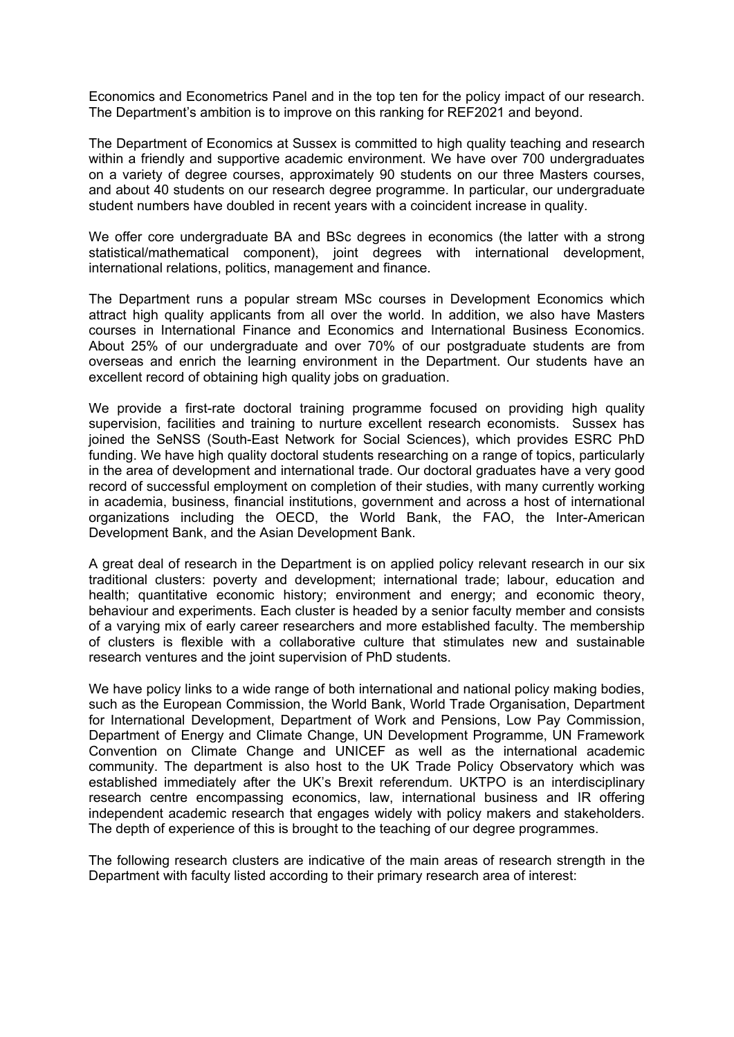Economics and Econometrics Panel and in the top ten for the policy impact of our research. The Department's ambition is to improve on this ranking for REF2021 and beyond.

The Department of Economics at Sussex is committed to high quality teaching and research within a friendly and supportive academic environment. We have over 700 undergraduates on a variety of degree courses, approximately 90 students on our three Masters courses, and about 40 students on our research degree programme. In particular, our undergraduate student numbers have doubled in recent years with a coincident increase in quality.

We offer core undergraduate BA and BSc degrees in economics (the latter with a strong statistical/mathematical component), joint degrees with international development, international relations, politics, management and finance.

The Department runs a popular stream MSc courses in Development Economics which attract high quality applicants from all over the world. In addition, we also have Masters courses in International Finance and Economics and International Business Economics. About 25% of our undergraduate and over 70% of our postgraduate students are from overseas and enrich the learning environment in the Department. Our students have an excellent record of obtaining high quality jobs on graduation.

We provide a first-rate doctoral training programme focused on providing high quality supervision, facilities and training to nurture excellent research economists. Sussex has joined the SeNSS (South-East Network for Social Sciences), which provides ESRC PhD funding. We have high quality doctoral students researching on a range of topics, particularly in the area of development and international trade. Our doctoral graduates have a very good record of successful employment on completion of their studies, with many currently working in academia, business, financial institutions, government and across a host of international organizations including the OECD, the World Bank, the FAO, the Inter-American Development Bank, and the Asian Development Bank.

A great deal of research in the Department is on applied policy relevant research in our six traditional clusters: poverty and development; international trade; labour, education and health; quantitative economic history; environment and energy; and economic theory, behaviour and experiments. Each cluster is headed by a senior faculty member and consists of a varying mix of early career researchers and more established faculty. The membership of clusters is flexible with a collaborative culture that stimulates new and sustainable research ventures and the joint supervision of PhD students.

We have policy links to a wide range of both international and national policy making bodies, such as the European Commission, the World Bank, World Trade Organisation, Department for International Development, Department of Work and Pensions, Low Pay Commission, Department of Energy and Climate Change, UN Development Programme, UN Framework Convention on Climate Change and UNICEF as well as the international academic community. The department is also host to the UK Trade Policy Observatory which was established immediately after the UK's Brexit referendum. UKTPO is an interdisciplinary research centre encompassing economics, law, international business and IR offering independent academic research that engages widely with policy makers and stakeholders. The depth of experience of this is brought to the teaching of our degree programmes.

The following research clusters are indicative of the main areas of research strength in the Department with faculty listed according to their primary research area of interest: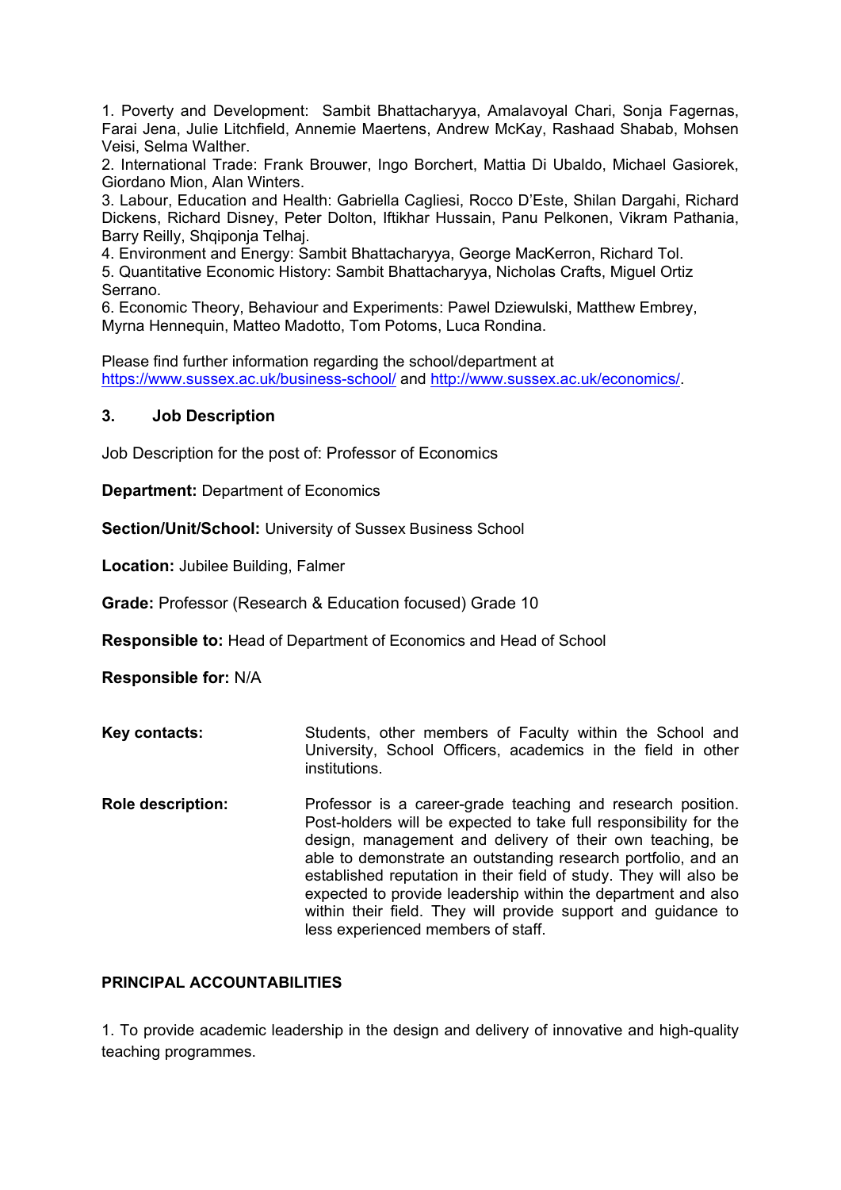1. Poverty and Development: Sambit Bhattacharyya, Amalavoyal Chari, Sonja Fagernas, Farai Jena, Julie Litchfield, Annemie Maertens, Andrew McKay, Rashaad Shabab, Mohsen Veisi, Selma Walther.
2. International Trade: Frank Brouwer, Ingo Borchert, Mattia Di Ubaldo, Michael Gasiorek, Giordano Mion, Alan Winters.
3. Labour, Education and Health: Gabriella Cagliesi, Rocco D'Este, Shilan Dargahi, Richard Dickens, Richard Disney, Peter Dolton, Iftikhar Hussain, Panu Pelkonen, Vikram Pathania, Barry Reilly, Shqiponja Telhaj.
4. Environment and Energy: Sambit Bhattacharyya, George MacKerron, Richard Tol.
5. Quantitative Economic History: Sambit Bhattacharyya, Nicholas Crafts, Miguel Ortiz Serrano.
6. Economic Theory, Behaviour and Experiments: Pawel Dziewulski, Matthew Embrey, Myrna Hennequin, Matteo Madotto, Tom Potoms, Luca Rondina.

Please find further information regarding the school/department at https://www.sussex.ac.uk/business-school/ and http://www.sussex.ac.uk/economics/.

## 3. Job Description

Job Description for the post of: Professor of Economics

**Department:** Department of Economics

**Section/Unit/School:** University of Sussex Business School

**Location:** Jubilee Building, Falmer

**Grade:** Professor (Research & Education focused) Grade 10

**Responsible to:** Head of Department of Economics and Head of School

**Responsible for:** N/A

**Key contacts:** Students, other members of Faculty within the School and University, School Officers, academics in the field in other institutions.

**Role description:** Professor is a career-grade teaching and research position. Post-holders will be expected to take full responsibility for the design, management and delivery of their own teaching, be able to demonstrate an outstanding research portfolio, and an established reputation in their field of study. They will also be expected to provide leadership within the department and also within their field. They will provide support and guidance to less experienced members of staff.

### PRINCIPAL ACCOUNTABILITIES

1. To provide academic leadership in the design and delivery of innovative and high-quality teaching programmes.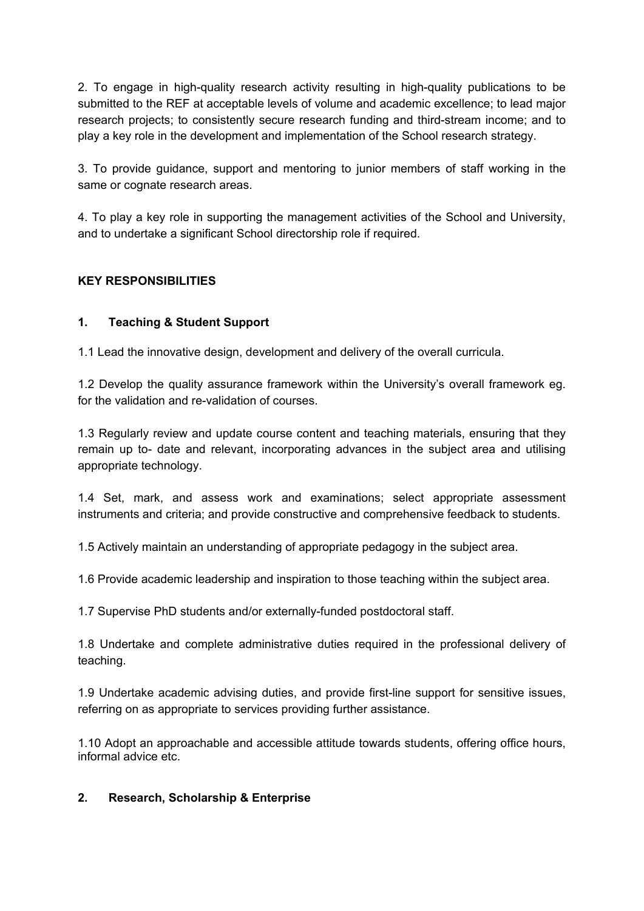2. To engage in high-quality research activity resulting in high-quality publications to be submitted to the REF at acceptable levels of volume and academic excellence; to lead major research projects; to consistently secure research funding and third-stream income; and to play a key role in the development and implementation of the School research strategy.

3. To provide guidance, support and mentoring to junior members of staff working in the same or cognate research areas.

4. To play a key role in supporting the management activities of the School and University, and to undertake a significant School directorship role if required.

## KEY RESPONSIBILITIES

### 1. Teaching & Student Support

1.1 Lead the innovative design, development and delivery of the overall curricula.

1.2 Develop the quality assurance framework within the University's overall framework eg. for the validation and re-validation of courses.

1.3 Regularly review and update course content and teaching materials, ensuring that they remain up to- date and relevant, incorporating advances in the subject area and utilising appropriate technology.

1.4 Set, mark, and assess work and examinations; select appropriate assessment instruments and criteria; and provide constructive and comprehensive feedback to students.

1.5 Actively maintain an understanding of appropriate pedagogy in the subject area.

1.6 Provide academic leadership and inspiration to those teaching within the subject area.

1.7 Supervise PhD students and/or externally-funded postdoctoral staff.

1.8 Undertake and complete administrative duties required in the professional delivery of teaching.

1.9 Undertake academic advising duties, and provide first-line support for sensitive issues, referring on as appropriate to services providing further assistance.

1.10 Adopt an approachable and accessible attitude towards students, offering office hours, informal advice etc.

### 2. Research, Scholarship & Enterprise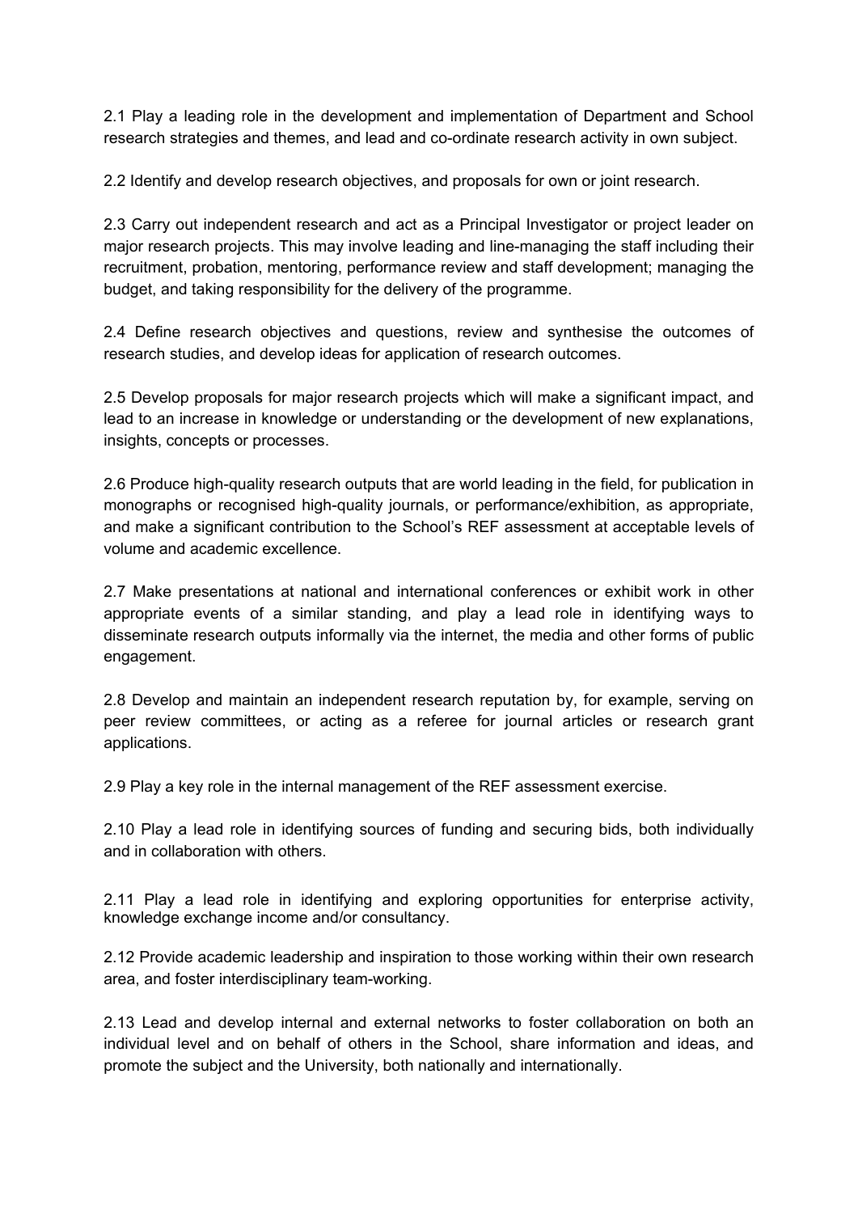2.1 Play a leading role in the development and implementation of Department and School research strategies and themes, and lead and co-ordinate research activity in own subject.

2.2 Identify and develop research objectives, and proposals for own or joint research.

2.3 Carry out independent research and act as a Principal Investigator or project leader on major research projects. This may involve leading and line-managing the staff including their recruitment, probation, mentoring, performance review and staff development; managing the budget, and taking responsibility for the delivery of the programme.

2.4 Define research objectives and questions, review and synthesise the outcomes of research studies, and develop ideas for application of research outcomes.

2.5 Develop proposals for major research projects which will make a significant impact, and lead to an increase in knowledge or understanding or the development of new explanations, insights, concepts or processes.

2.6 Produce high-quality research outputs that are world leading in the field, for publication in monographs or recognised high-quality journals, or performance/exhibition, as appropriate, and make a significant contribution to the School's REF assessment at acceptable levels of volume and academic excellence.

2.7 Make presentations at national and international conferences or exhibit work in other appropriate events of a similar standing, and play a lead role in identifying ways to disseminate research outputs informally via the internet, the media and other forms of public engagement.

2.8 Develop and maintain an independent research reputation by, for example, serving on peer review committees, or acting as a referee for journal articles or research grant applications.

2.9 Play a key role in the internal management of the REF assessment exercise.

2.10 Play a lead role in identifying sources of funding and securing bids, both individually and in collaboration with others.

2.11 Play a lead role in identifying and exploring opportunities for enterprise activity, knowledge exchange income and/or consultancy.

2.12 Provide academic leadership and inspiration to those working within their own research area, and foster interdisciplinary team-working.

2.13 Lead and develop internal and external networks to foster collaboration on both an individual level and on behalf of others in the School, share information and ideas, and promote the subject and the University, both nationally and internationally.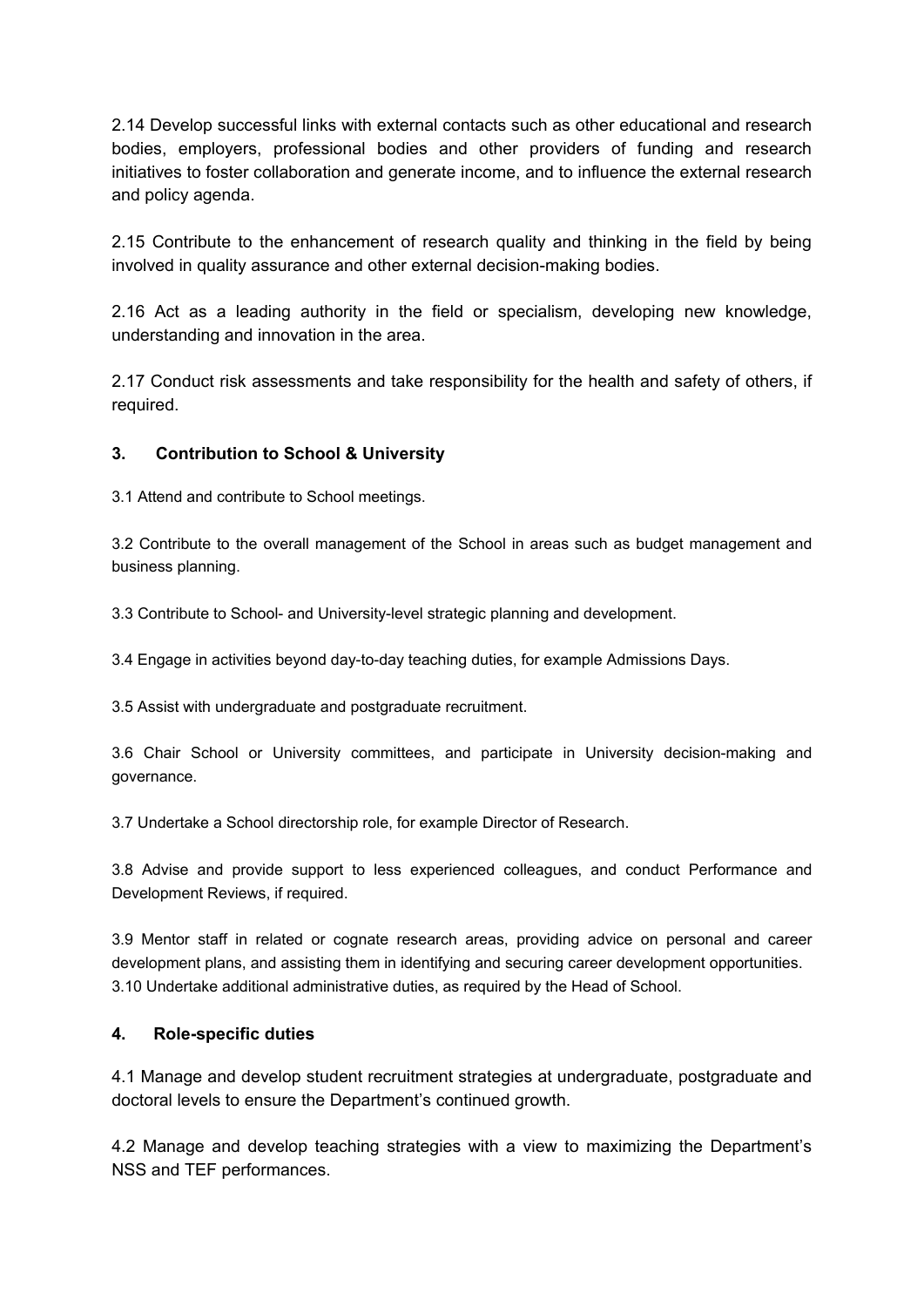2.14 Develop successful links with external contacts such as other educational and research bodies, employers, professional bodies and other providers of funding and research initiatives to foster collaboration and generate income, and to influence the external research and policy agenda.

2.15 Contribute to the enhancement of research quality and thinking in the field by being involved in quality assurance and other external decision-making bodies.

2.16 Act as a leading authority in the field or specialism, developing new knowledge, understanding and innovation in the area.

2.17 Conduct risk assessments and take responsibility for the health and safety of others, if required.

### 3. Contribution to School & University

3.1 Attend and contribute to School meetings.

3.2 Contribute to the overall management of the School in areas such as budget management and business planning.

3.3 Contribute to School- and University-level strategic planning and development.

3.4 Engage in activities beyond day-to-day teaching duties, for example Admissions Days.

3.5 Assist with undergraduate and postgraduate recruitment.

3.6 Chair School or University committees, and participate in University decision-making and governance.

3.7 Undertake a School directorship role, for example Director of Research.

3.8 Advise and provide support to less experienced colleagues, and conduct Performance and Development Reviews, if required.

3.9 Mentor staff in related or cognate research areas, providing advice on personal and career development plans, and assisting them in identifying and securing career development opportunities.
3.10 Undertake additional administrative duties, as required by the Head of School.

### 4. Role-specific duties

4.1 Manage and develop student recruitment strategies at undergraduate, postgraduate and doctoral levels to ensure the Department's continued growth.

4.2 Manage and develop teaching strategies with a view to maximizing the Department's NSS and TEF performances.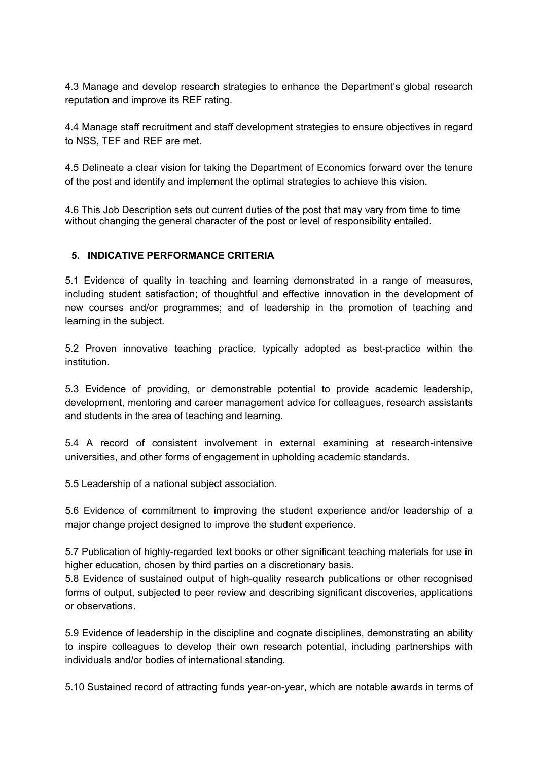4.3 Manage and develop research strategies to enhance the Department's global research reputation and improve its REF rating.

4.4 Manage staff recruitment and staff development strategies to ensure objectives in regard to NSS, TEF and REF are met.

4.5 Delineate a clear vision for taking the Department of Economics forward over the tenure of the post and identify and implement the optimal strategies to achieve this vision.

4.6 This Job Description sets out current duties of the post that may vary from time to time without changing the general character of the post or level of responsibility entailed.

## 5. INDICATIVE PERFORMANCE CRITERIA

5.1 Evidence of quality in teaching and learning demonstrated in a range of measures, including student satisfaction; of thoughtful and effective innovation in the development of new courses and/or programmes; and of leadership in the promotion of teaching and learning in the subject.

5.2 Proven innovative teaching practice, typically adopted as best-practice within the institution.

5.3 Evidence of providing, or demonstrable potential to provide academic leadership, development, mentoring and career management advice for colleagues, research assistants and students in the area of teaching and learning.

5.4 A record of consistent involvement in external examining at research-intensive universities, and other forms of engagement in upholding academic standards.

5.5 Leadership of a national subject association.

5.6 Evidence of commitment to improving the student experience and/or leadership of a major change project designed to improve the student experience.

5.7 Publication of highly-regarded text books or other significant teaching materials for use in higher education, chosen by third parties on a discretionary basis.

5.8 Evidence of sustained output of high-quality research publications or other recognised forms of output, subjected to peer review and describing significant discoveries, applications or observations.

5.9 Evidence of leadership in the discipline and cognate disciplines, demonstrating an ability to inspire colleagues to develop their own research potential, including partnerships with individuals and/or bodies of international standing.

5.10 Sustained record of attracting funds year-on-year, which are notable awards in terms of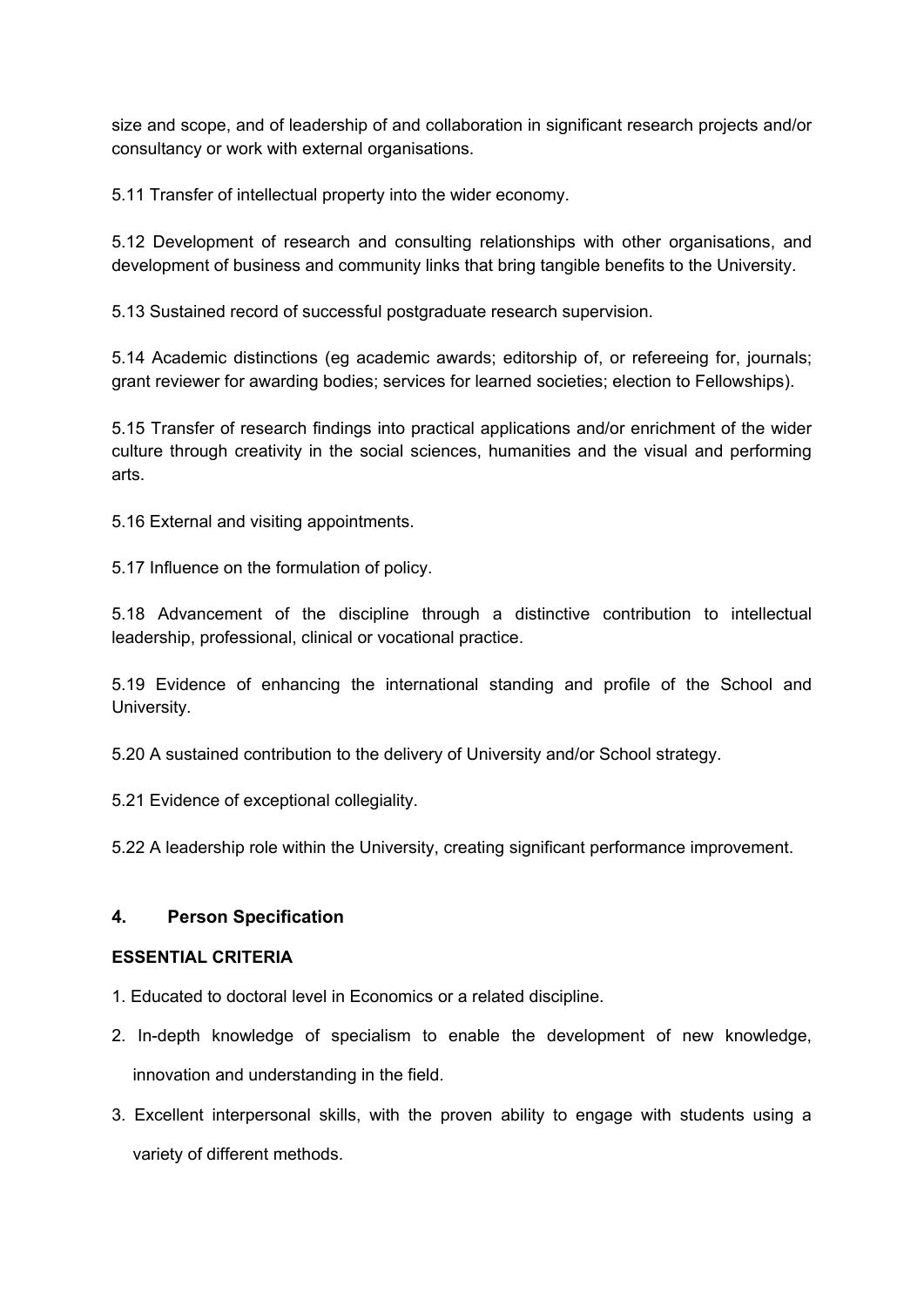size and scope, and of leadership of and collaboration in significant research projects and/or consultancy or work with external organisations.

5.11 Transfer of intellectual property into the wider economy.

5.12 Development of research and consulting relationships with other organisations, and development of business and community links that bring tangible benefits to the University.

5.13 Sustained record of successful postgraduate research supervision.

5.14 Academic distinctions (eg academic awards; editorship of, or refereeing for, journals; grant reviewer for awarding bodies; services for learned societies; election to Fellowships).

5.15 Transfer of research findings into practical applications and/or enrichment of the wider culture through creativity in the social sciences, humanities and the visual and performing arts.

5.16 External and visiting appointments.

5.17 Influence on the formulation of policy.

5.18 Advancement of the discipline through a distinctive contribution to intellectual leadership, professional, clinical or vocational practice.

5.19 Evidence of enhancing the international standing and profile of the School and University.

5.20 A sustained contribution to the delivery of University and/or School strategy.

5.21 Evidence of exceptional collegiality.

5.22 A leadership role within the University, creating significant performance improvement.

## 4. Person Specification

**ESSENTIAL CRITERIA**

1. Educated to doctoral level in Economics or a related discipline.
2. In-depth knowledge of specialism to enable the development of new knowledge, innovation and understanding in the field.
3. Excellent interpersonal skills, with the proven ability to engage with students using a variety of different methods.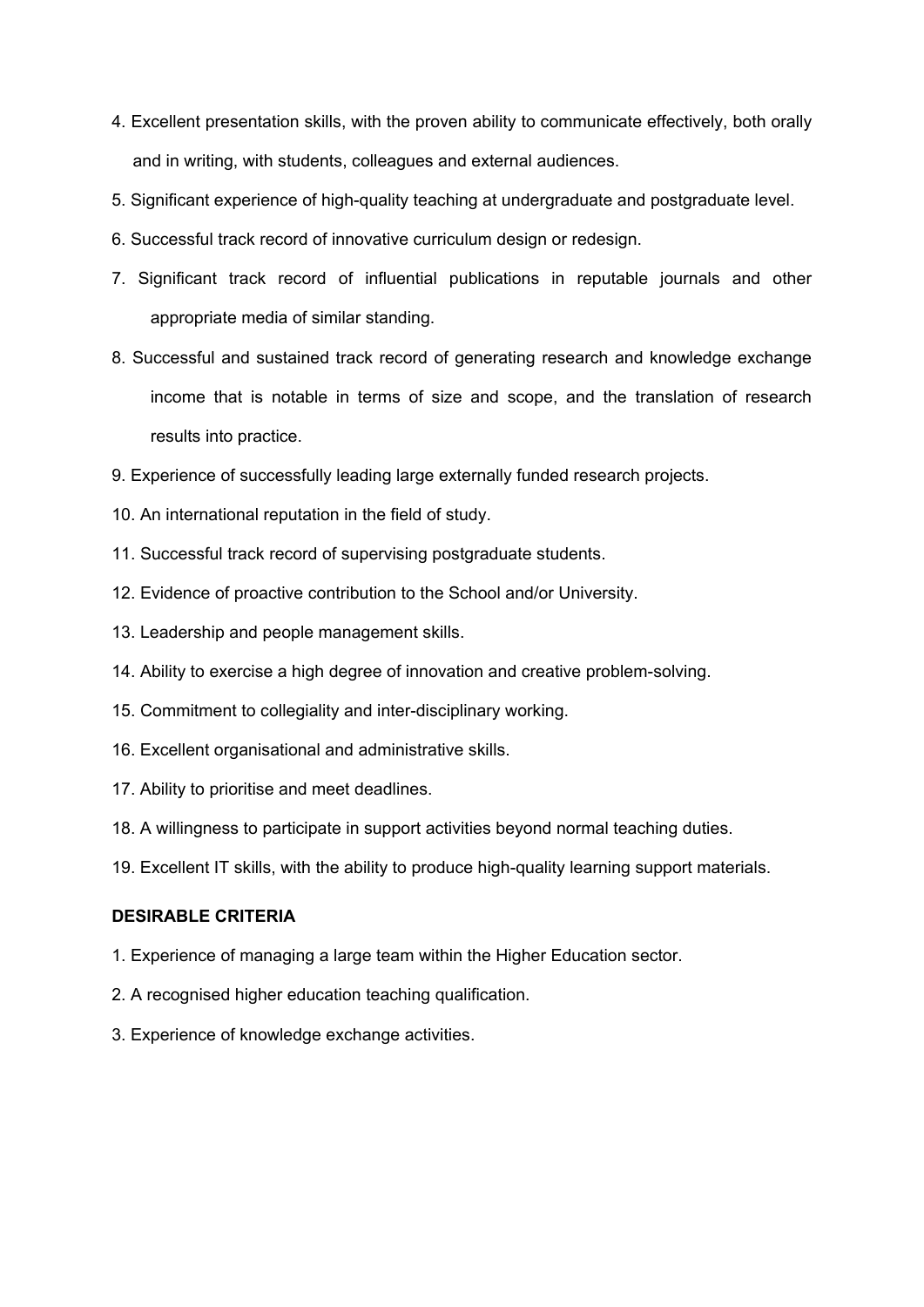4. Excellent presentation skills, with the proven ability to communicate effectively, both orally and in writing, with students, colleagues and external audiences.
5. Significant experience of high-quality teaching at undergraduate and postgraduate level.
6. Successful track record of innovative curriculum design or redesign.
7. Significant track record of influential publications in reputable journals and other appropriate media of similar standing.
8. Successful and sustained track record of generating research and knowledge exchange income that is notable in terms of size and scope, and the translation of research results into practice.
9. Experience of successfully leading large externally funded research projects.
10. An international reputation in the field of study.
11. Successful track record of supervising postgraduate students.
12. Evidence of proactive contribution to the School and/or University.
13. Leadership and people management skills.
14. Ability to exercise a high degree of innovation and creative problem-solving.
15. Commitment to collegiality and inter-disciplinary working.
16. Excellent organisational and administrative skills.
17. Ability to prioritise and meet deadlines.
18. A willingness to participate in support activities beyond normal teaching duties.
19. Excellent IT skills, with the ability to produce high-quality learning support materials.

**DESIRABLE CRITERIA**

1. Experience of managing a large team within the Higher Education sector.
2. A recognised higher education teaching qualification.
3. Experience of knowledge exchange activities.